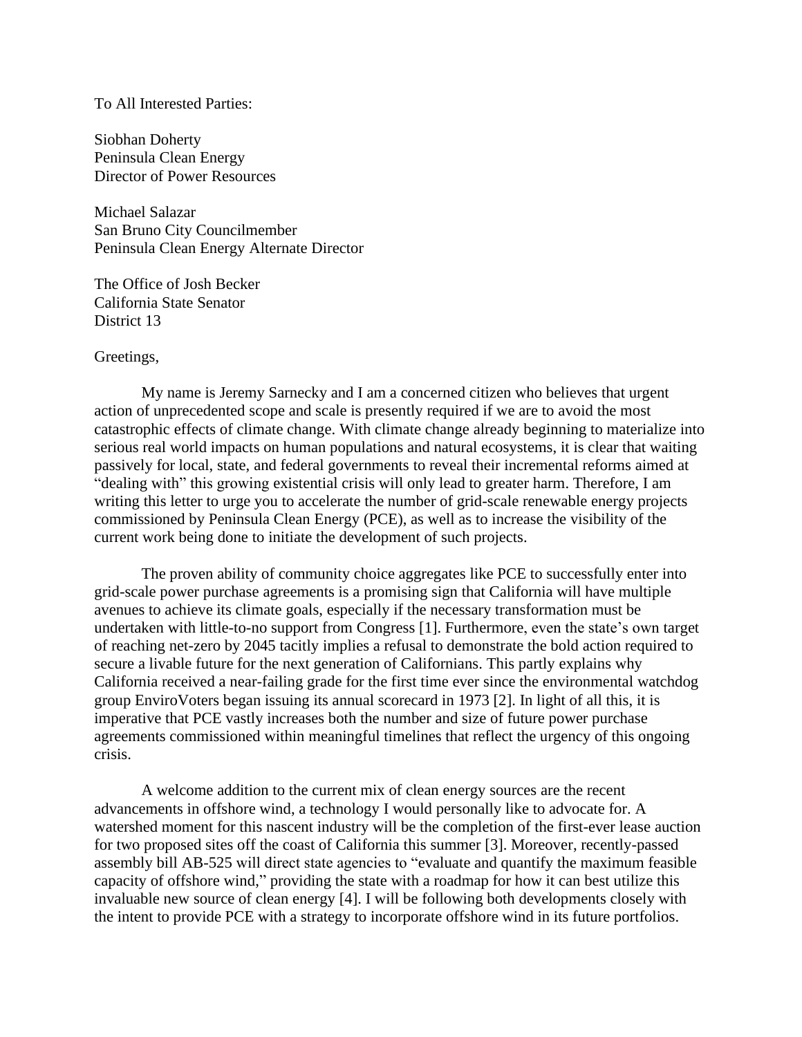To All Interested Parties:

Siobhan Doherty
Peninsula Clean Energy
Director of Power Resources

Michael Salazar
San Bruno City Councilmember
Peninsula Clean Energy Alternate Director

The Office of Josh Becker
California State Senator
District 13

Greetings,

My name is Jeremy Sarnecky and I am a concerned citizen who believes that urgent action of unprecedented scope and scale is presently required if we are to avoid the most catastrophic effects of climate change. With climate change already beginning to materialize into serious real world impacts on human populations and natural ecosystems, it is clear that waiting passively for local, state, and federal governments to reveal their incremental reforms aimed at "dealing with" this growing existential crisis will only lead to greater harm. Therefore, I am writing this letter to urge you to accelerate the number of grid-scale renewable energy projects commissioned by Peninsula Clean Energy (PCE), as well as to increase the visibility of the current work being done to initiate the development of such projects.

The proven ability of community choice aggregates like PCE to successfully enter into grid-scale power purchase agreements is a promising sign that California will have multiple avenues to achieve its climate goals, especially if the necessary transformation must be undertaken with little-to-no support from Congress [1]. Furthermore, even the state's own target of reaching net-zero by 2045 tacitly implies a refusal to demonstrate the bold action required to secure a livable future for the next generation of Californians. This partly explains why California received a near-failing grade for the first time ever since the environmental watchdog group EnviroVoters began issuing its annual scorecard in 1973 [2]. In light of all this, it is imperative that PCE vastly increases both the number and size of future power purchase agreements commissioned within meaningful timelines that reflect the urgency of this ongoing crisis.

A welcome addition to the current mix of clean energy sources are the recent advancements in offshore wind, a technology I would personally like to advocate for. A watershed moment for this nascent industry will be the completion of the first-ever lease auction for two proposed sites off the coast of California this summer [3]. Moreover, recently-passed assembly bill AB-525 will direct state agencies to "evaluate and quantify the maximum feasible capacity of offshore wind," providing the state with a roadmap for how it can best utilize this invaluable new source of clean energy [4]. I will be following both developments closely with the intent to provide PCE with a strategy to incorporate offshore wind in its future portfolios.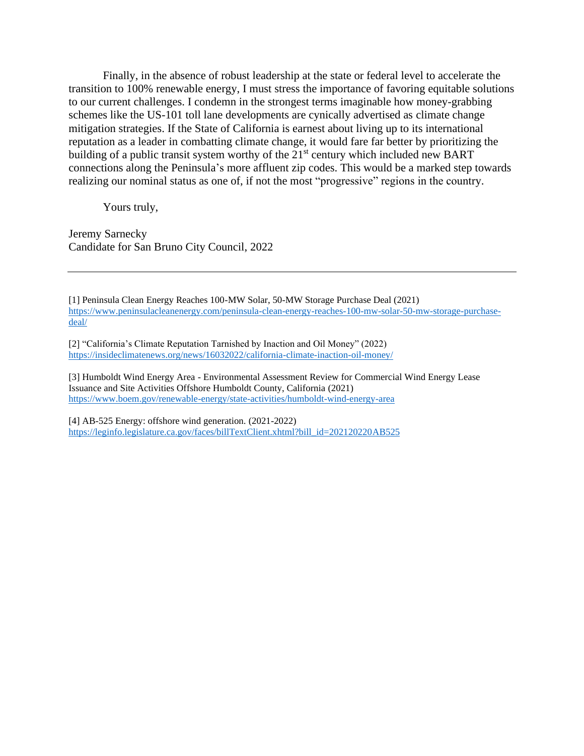Finally, in the absence of robust leadership at the state or federal level to accelerate the transition to 100% renewable energy, I must stress the importance of favoring equitable solutions to our current challenges. I condemn in the strongest terms imaginable how money-grabbing schemes like the US-101 toll lane developments are cynically advertised as climate change mitigation strategies. If the State of California is earnest about living up to its international reputation as a leader in combatting climate change, it would fare far better by prioritizing the building of a public transit system worthy of the 21st century which included new BART connections along the Peninsula's more affluent zip codes. This would be a marked step towards realizing our nominal status as one of, if not the most "progressive" regions in the country.

Yours truly,

Jeremy Sarnecky
Candidate for San Bruno City Council, 2022

---

[1] Peninsula Clean Energy Reaches 100-MW Solar, 50-MW Storage Purchase Deal (2021)
https://www.peninsulacleanenergy.com/peninsula-clean-energy-reaches-100-mw-solar-50-mw-storage-purchase-deal/

[2] "California's Climate Reputation Tarnished by Inaction and Oil Money" (2022)
https://insideclimatenews.org/news/16032022/california-climate-inaction-oil-money/

[3] Humboldt Wind Energy Area - Environmental Assessment Review for Commercial Wind Energy Lease Issuance and Site Activities Offshore Humboldt County, California (2021)
https://www.boem.gov/renewable-energy/state-activities/humboldt-wind-energy-area

[4] AB-525 Energy: offshore wind generation. (2021-2022)
https://leginfo.legislature.ca.gov/faces/billTextClient.xhtml?bill_id=202120220AB525